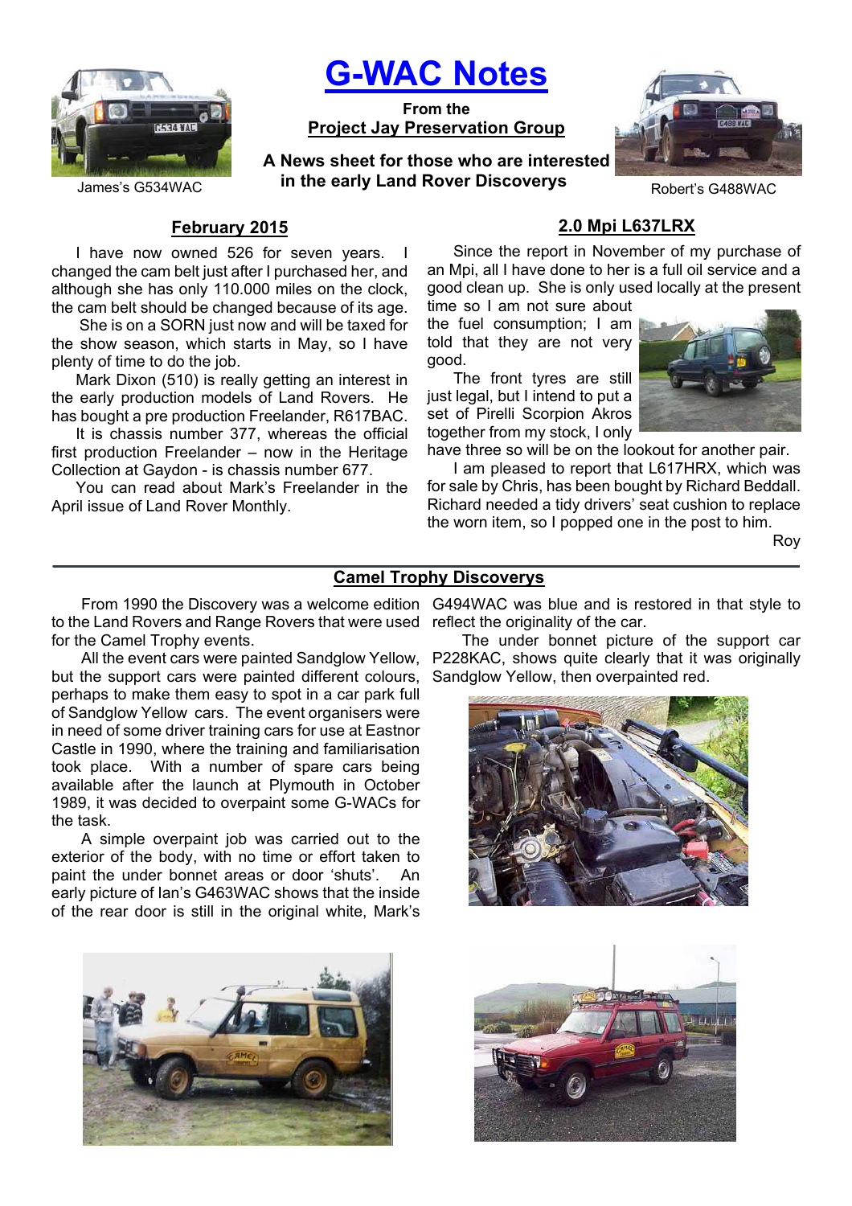# G-WAC Notes

**From the**
**Project Jay Preservation Group**

**A News sheet for those who are interested in the early Land Rover Discoverys**

James's G534WAC

Robert's G488WAC

## February 2015

I have now owned 526 for seven years. I changed the cam belt just after I purchased her, and although she has only 110.000 miles on the clock, the cam belt should be changed because of its age.

She is on a SORN just now and will be taxed for the show season, which starts in May, so I have plenty of time to do the job.

Mark Dixon (510) is really getting an interest in the early production models of Land Rovers. He has bought a pre production Freelander, R617BAC.

It is chassis number 377, whereas the official first production Freelander – now in the Heritage Collection at Gaydon - is chassis number 677.

You can read about Mark's Freelander in the April issue of Land Rover Monthly.

## 2.0 Mpi L637LRX

Since the report in November of my purchase of an Mpi, all I have done to her is a full oil service and a good clean up. She is only used locally at the present time so I am not sure about the fuel consumption; I am told that they are not very good.

The front tyres are still just legal, but I intend to put a set of Pirelli Scorpion Akros together from my stock, I only have three so will be on the lookout for another pair.

I am pleased to report that L617HRX, which was for sale by Chris, has been bought by Richard Beddall. Richard needed a tidy drivers' seat cushion to replace the worn item, so I popped one in the post to him.

Roy

## Camel Trophy Discoverys

From 1990 the Discovery was a welcome edition to the Land Rovers and Range Rovers that were used for the Camel Trophy events.

All the event cars were painted Sandglow Yellow, but the support cars were painted different colours, perhaps to make them easy to spot in a car park full of Sandglow Yellow cars. The event organisers were in need of some driver training cars for use at Eastnor Castle in 1990, where the training and familiarisation took place. With a number of spare cars being available after the launch at Plymouth in October 1989, it was decided to overpaint some G-WACs for the task.

A simple overpaint job was carried out to the exterior of the body, with no time or effort taken to paint the under bonnet areas or door 'shuts'. An early picture of Ian's G463WAC shows that the inside of the rear door is still in the original white, Mark's G494WAC was blue and is restored in that style to reflect the originality of the car.

The under bonnet picture of the support car P228KAC, shows quite clearly that it was originally Sandglow Yellow, then overpainted red.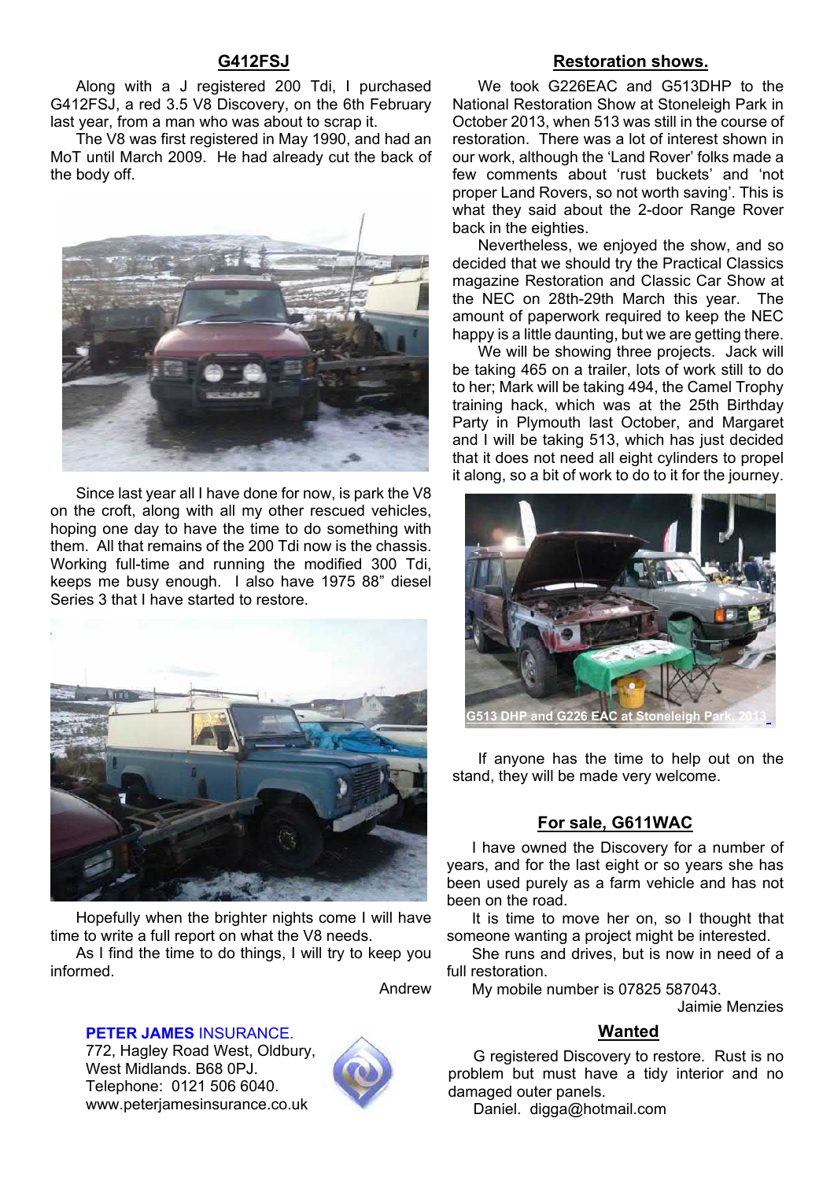## G412FSJ

Along with a J registered 200 Tdi, I purchased G412FSJ, a red 3.5 V8 Discovery, on the 6th February last year, from a man who was about to scrap it.

The V8 was first registered in May 1990, and had an MoT until March 2009. He had already cut the back of the body off.

Since last year all I have done for now, is park the V8 on the croft, along with all my other rescued vehicles, hoping one day to have the time to do something with them. All that remains of the 200 Tdi now is the chassis. Working full-time and running the modified 300 Tdi, keeps me busy enough. I also have 1975 88" diesel Series 3 that I have started to restore.

Hopefully when the brighter nights come I will have time to write a full report on what the V8 needs.

As I find the time to do things, I will try to keep you informed.

Andrew

**PETER JAMES** INSURANCE.
772, Hagley Road West, Oldbury,
West Midlands. B68 0PJ.
Telephone: 0121 506 6040.
www.peterjamesinsurance.co.uk

## Restoration shows.

We took G226EAC and G513DHP to the National Restoration Show at Stoneleigh Park in October 2013, when 513 was still in the course of restoration. There was a lot of interest shown in our work, although the 'Land Rover' folks made a few comments about 'rust buckets' and 'not proper Land Rovers, so not worth saving'. This is what they said about the 2-door Range Rover back in the eighties.

Nevertheless, we enjoyed the show, and so decided that we should try the Practical Classics magazine Restoration and Classic Car Show at the NEC on 28th-29th March this year. The amount of paperwork required to keep the NEC happy is a little daunting, but we are getting there.

We will be showing three projects. Jack will be taking 465 on a trailer, lots of work still to do to her; Mark will be taking 494, the Camel Trophy training hack, which was at the 25th Birthday Party in Plymouth last October, and Margaret and I will be taking 513, which has just decided that it does not need all eight cylinders to propel it along, so a bit of work to do to it for the journey.

G513 DHP and G226 EAC at Stoneleigh Park, 2013

If anyone has the time to help out on the stand, they will be made very welcome.

## For sale, G611WAC

I have owned the Discovery for a number of years, and for the last eight or so years she has been used purely as a farm vehicle and has not been on the road.

It is time to move her on, so I thought that someone wanting a project might be interested.

She runs and drives, but is now in need of a full restoration.

My mobile number is 07825 587043.

Jaimie Menzies

## Wanted

G registered Discovery to restore. Rust is no problem but must have a tidy interior and no damaged outer panels.

Daniel. digga@hotmail.com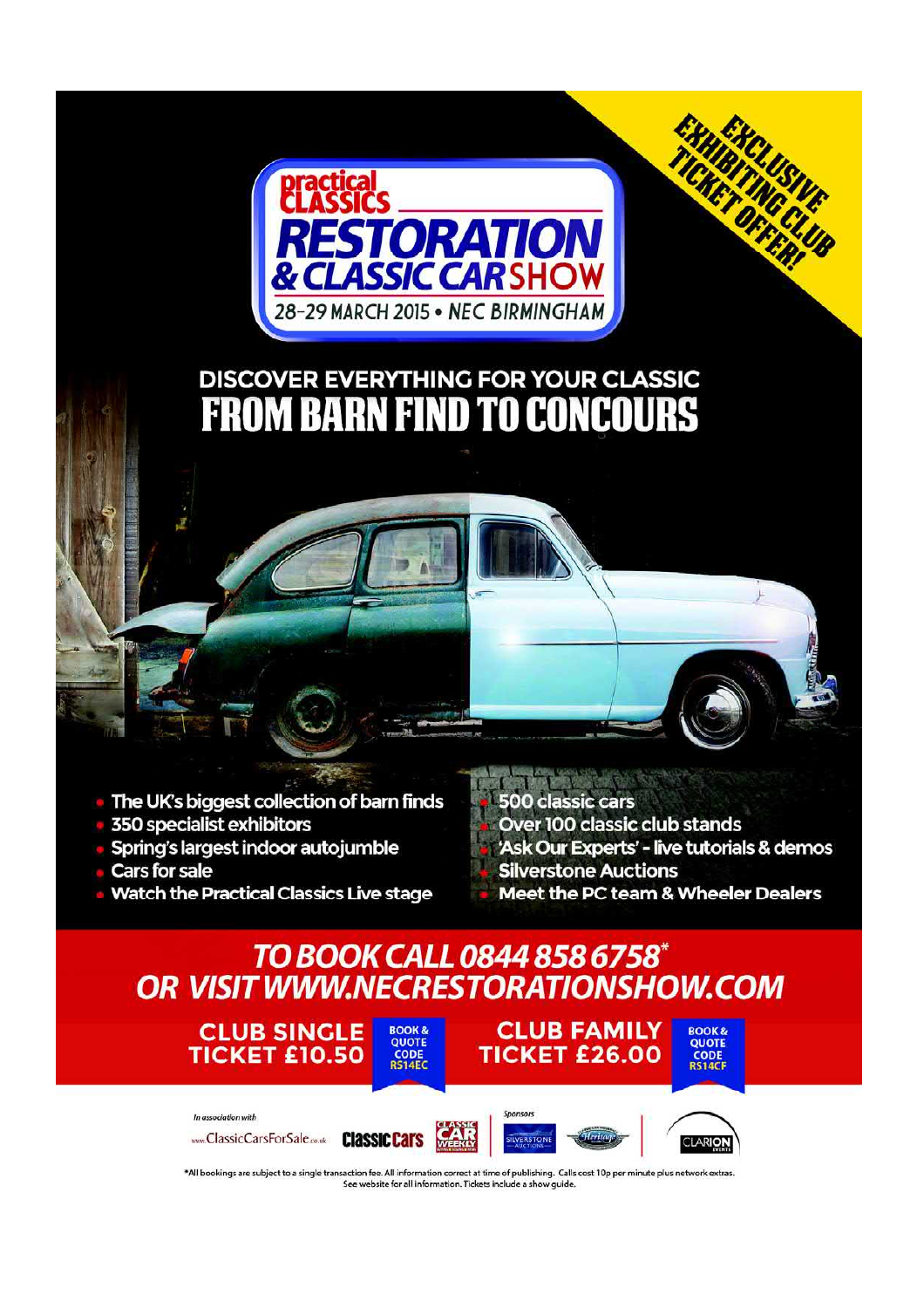EXCLUSIVE EXHIBITING CLUB TICKET OFFER!

# practical CLASSICS RESTORATION & CLASSIC CAR SHOW

28-29 MARCH 2015 • NEC BIRMINGHAM

## DISCOVER EVERYTHING FOR YOUR CLASSIC
## FROM BARN FIND TO CONCOURS

- The UK's biggest collection of barn finds
- 350 specialist exhibitors
- Spring's largest indoor autojumble
- Cars for sale
- Watch the Practical Classics Live stage
- 500 classic cars
- Over 100 classic club stands
- 'Ask Our Experts' - live tutorials & demos
- Silverstone Auctions
- Meet the PC team & Wheeler Dealers

## TO BOOK CALL 0844 858 6758*
## OR VISIT WWW.NECRESTORATIONSHOW.COM

**CLUB SINGLE TICKET £10.50** — BOOK & QUOTE CODE RS14EC

**CLUB FAMILY TICKET £26.00** — BOOK & QUOTE CODE RS14CF

*In association with* www.ClassicCarsForSale.co.uk · Classic Cars · Classic Car Weekly

*Sponsors* Silverstone Auctions · Heritage

Clarion Events

*All bookings are subject to a single transaction fee. All information correct at time of publishing. Calls cost 10p per minute plus network extras. See website for all information. Tickets include a show guide.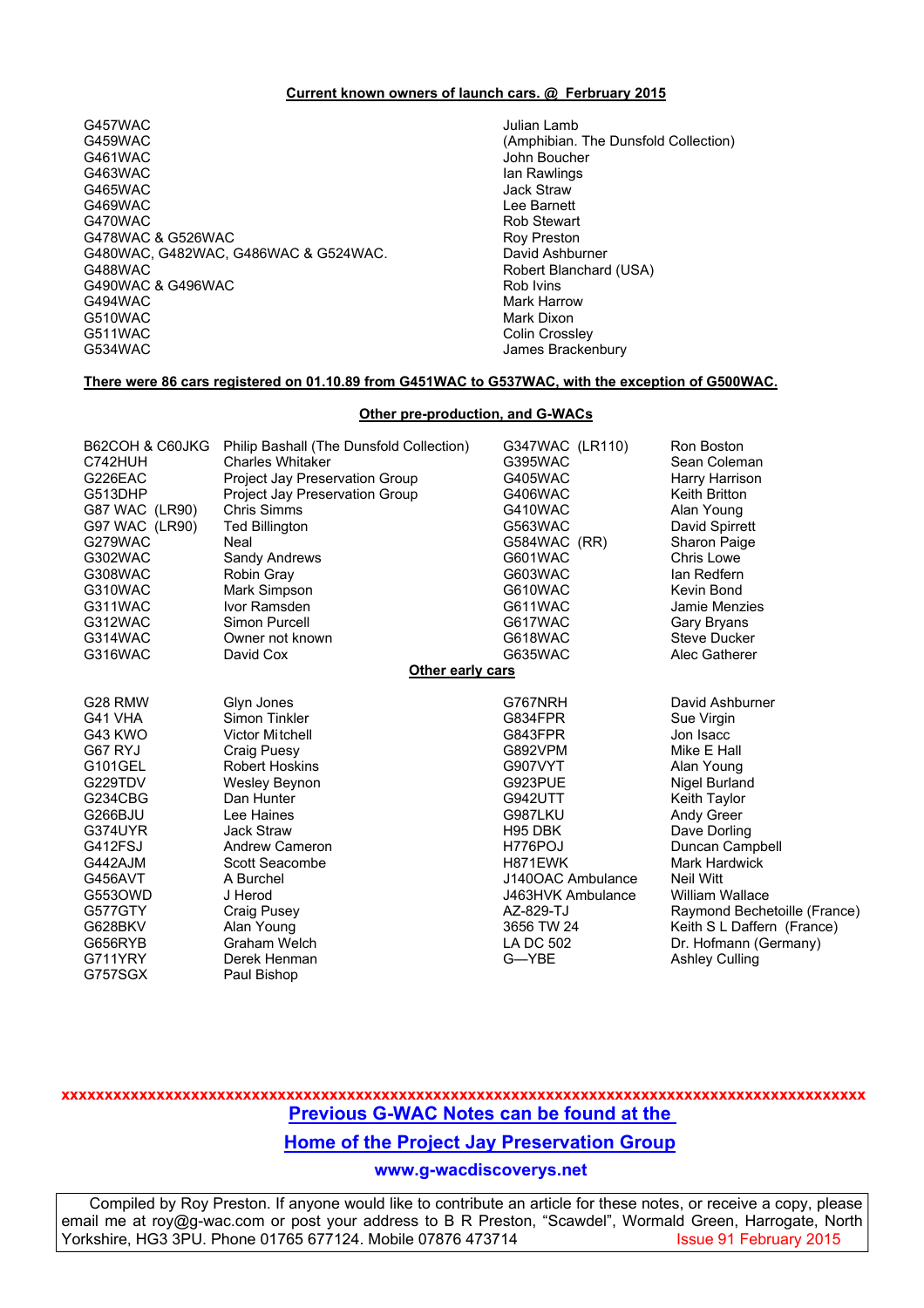**Current known owners of launch cars. @ Ferbruary 2015**

| | |
|---|---|
| G457WAC | Julian Lamb |
| G459WAC | (Amphibian. The Dunsfold Collection) |
| G461WAC | John Boucher |
| G463WAC | Ian Rawlings |
| G465WAC | Jack Straw |
| G469WAC | Lee Barnett |
| G470WAC | Rob Stewart |
| G478WAC & G526WAC | Roy Preston |
| G480WAC, G482WAC, G486WAC & G524WAC. | David Ashburner |
| G488WAC | Robert Blanchard (USA) |
| G490WAC & G496WAC | Rob Ivins |
| G494WAC | Mark Harrow |
| G510WAC | Mark Dixon |
| G511WAC | Colin Crossley |
| G534WAC | James Brackenbury |

**There were 86 cars registered on 01.10.89 from G451WAC to G537WAC, with the exception of G500WAC.**

**Other pre-production, and G-WACs**

| | | | |
|---|---|---|---|
| B62COH & C60JKG | Philip Bashall (The Dunsfold Collection) | G347WAC (LR110) | Ron Boston |
| C742HUH | Charles Whitaker | G395WAC | Sean Coleman |
| G226EAC | Project Jay Preservation Group | G405WAC | Harry Harrison |
| G513DHP | Project Jay Preservation Group | G406WAC | Keith Britton |
| G87 WAC (LR90) | Chris Simms | G410WAC | Alan Young |
| G97 WAC (LR90) | Ted Billington | G563WAC | David Spirrett |
| G279WAC | Neal | G584WAC (RR) | Sharon Paige |
| G302WAC | Sandy Andrews | G601WAC | Chris Lowe |
| G308WAC | Robin Gray | G603WAC | Ian Redfern |
| G310WAC | Mark Simpson | G610WAC | Kevin Bond |
| G311WAC | Ivor Ramsden | G611WAC | Jamie Menzies |
| G312WAC | Simon Purcell | G617WAC | Gary Bryans |
| G314WAC | Owner not known | G618WAC | Steve Ducker |
| G316WAC | David Cox | G635WAC | Alec Gatherer |

**Other early cars**

| | | | |
|---|---|---|---|
| G28 RMW | Glyn Jones | G767NRH | David Ashburner |
| G41 VHA | Simon Tinkler | G834FPR | Sue Virgin |
| G43 KWO | Victor Mitchell | G843FPR | Jon Isacc |
| G67 RYJ | Craig Puesy | G892VPM | Mike E Hall |
| G101GEL | Robert Hoskins | G907VYT | Alan Young |
| G229TDV | Wesley Beynon | G923PUE | Nigel Burland |
| G234CBG | Dan Hunter | G942UTT | Keith Taylor |
| G266BJU | Lee Haines | G987LKU | Andy Greer |
| G374UYR | Jack Straw | H95 DBK | Dave Dorling |
| G412FSJ | Andrew Cameron | H776POJ | Duncan Campbell |
| G442AJM | Scott Seacombe | H871EWK | Mark Hardwick |
| G456AVT | A Burchel | J140OAC Ambulance | Neil Witt |
| G553OWD | J Herod | J463HVK Ambulance | William Wallace |
| G577GTY | Craig Pusey | AZ-829-TJ | Raymond Bechetoille (France) |
| G628BKV | Alan Young | 3656 TW 24 | Keith S L Daffern (France) |
| G656RYB | Graham Welch | LA DC 502 | Dr. Hofmann (Germany) |
| G711YRY | Derek Henman | G—YBE | Ashley Culling |
| G757SGX | Paul Bishop | | |

xxxxxxxxxxxxxxxxxxxxxxxxxxxxxxxxxxxxxxxxxxxxxxxxxxxxxxxxxxxxxxxxxxxxxxxxxxxxxxxxxxxxxxxxxxxxxxxx

**Previous G-WAC Notes can be found at the**

**Home of the Project Jay Preservation Group**

**www.g-wacdiscoverys.net**

Compiled by Roy Preston. If anyone would like to contribute an article for these notes, or receive a copy, please email me at roy@g-wac.com or post your address to B R Preston, "Scawdel", Wormald Green, Harrogate, North Yorkshire, HG3 3PU. Phone 01765 677124. Mobile 07876 473714 Issue 91 February 2015